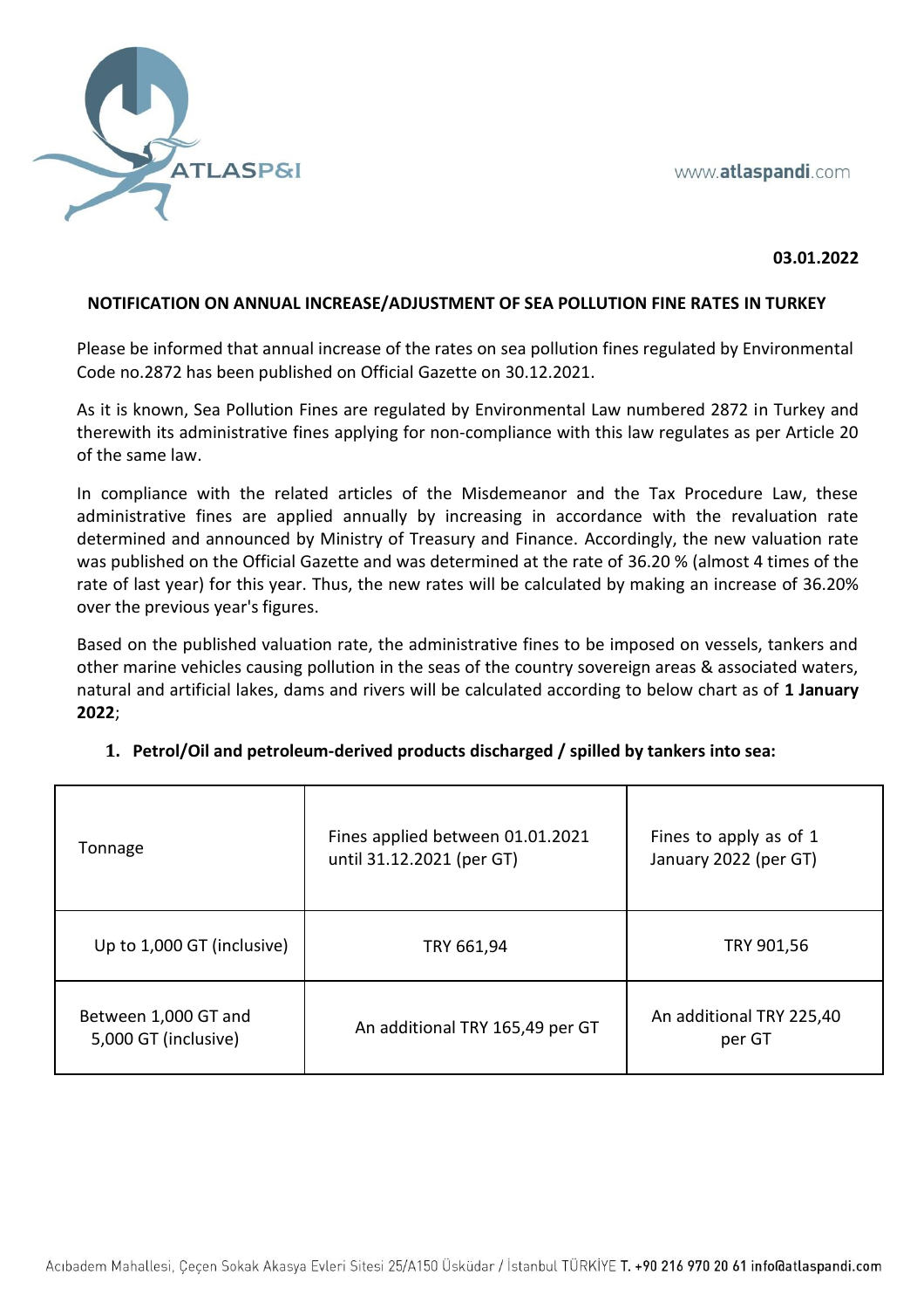03.01.2022

## NOTIFICATION ON ANNUAL INCREASE/ADJUSTMENT OF SEA POLLUTION FINE RATES IN TURKEY

Please be informed that annual increase of the rates on sea pollution fines regulated by Environmental Code no.2872 has been published on Official Gazette on 30.12.2021.

As it is known, Sea Pollution Fines are regulated by Environmental Law numbered 2872 in Turkey and therewith its administrative fines applying for non-compliance with this law regulates as per Article 20 of the same law.

In compliance with the related articles of the Misdemeanor and the Tax Procedure Law, these administrative fines are applied annually by increasing in accordance with the revaluation rate determined and announced by Ministry of Treasury and Finance. Accordingly, the new valuation rate was published on the Official Gazette and was determined at the rate of 36.20 % (almost 4 times of the rate of last year) for this year. Thus, the new rates will be calculated by making an increase of 36.20% over the previous year's figures.

Based on the published valuation rate, the administrative fines to be imposed on vessels, tankers and other marine vehicles causing pollution in the seas of the country sovereign areas & associated waters, natural and artificial lakes, dams and rivers will be calculated according to below chart as of **1 January 2022**;

1. **Petrol/Oil and petroleum-derived products discharged / spilled by tankers into sea:**

| Tonnage | Fines applied between 01.01.2021 until 31.12.2021 (per GT) | Fines to apply as of 1 January 2022 (per GT) |
|---|---|---|
| Up to 1,000 GT (inclusive) | TRY 661,94 | TRY 901,56 |
| Between 1,000 GT and 5,000 GT (inclusive) | An additional TRY 165,49 per GT | An additional TRY 225,40 per GT |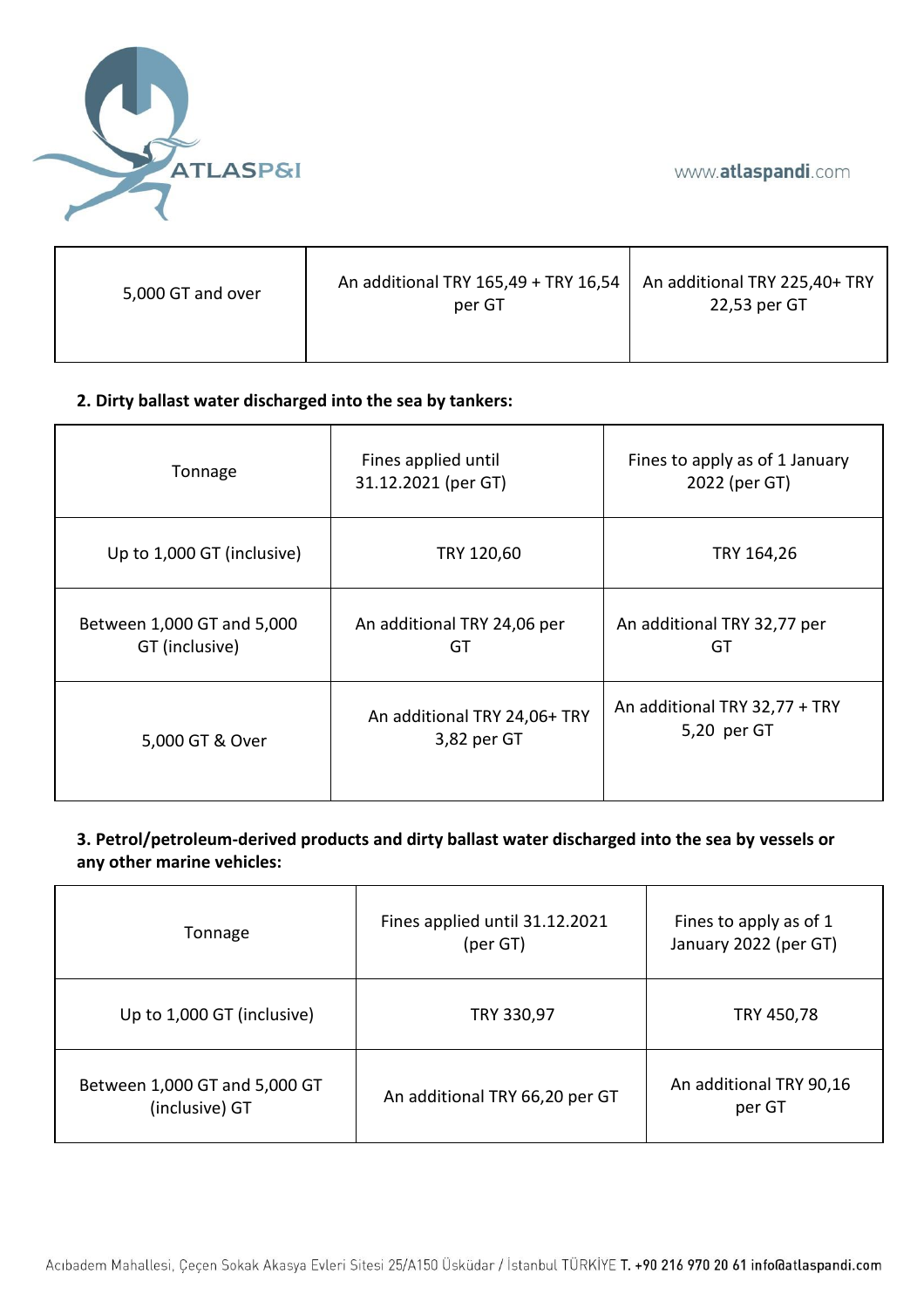| 5,000 GT and over | An additional TRY 165,49 + TRY 16,54 per GT | An additional TRY 225,40+ TRY 22,53 per GT |
|---|---|---|

**2. Dirty ballast water discharged into the sea by tankers:**

| Tonnage | Fines applied until 31.12.2021 (per GT) | Fines to apply as of 1 January 2022 (per GT) |
|---|---|---|
| Up to 1,000 GT (inclusive) | TRY 120,60 | TRY 164,26 |
| Between 1,000 GT and 5,000 GT (inclusive) | An additional TRY 24,06 per GT | An additional TRY 32,77 per GT |
| 5,000 GT & Over | An additional TRY 24,06+ TRY 3,82 per GT | An additional TRY 32,77 + TRY 5,20 per GT |

**3. Petrol/petroleum-derived products and dirty ballast water discharged into the sea by vessels or any other marine vehicles:**

| Tonnage | Fines applied until 31.12.2021 (per GT) | Fines to apply as of 1 January 2022 (per GT) |
|---|---|---|
| Up to 1,000 GT (inclusive) | TRY 330,97 | TRY 450,78 |
| Between 1,000 GT and 5,000 GT (inclusive) GT | An additional TRY 66,20 per GT | An additional TRY 90,16 per GT |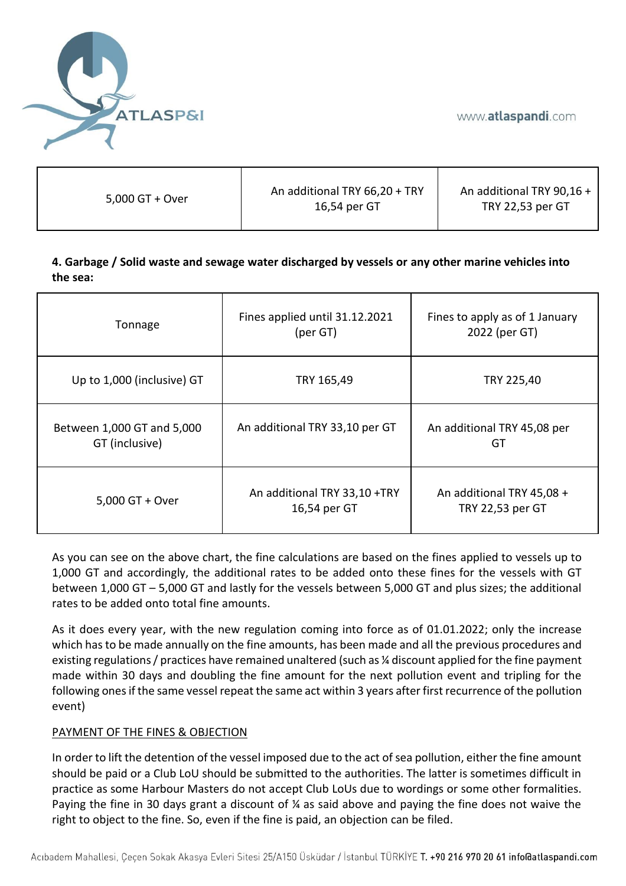| 5,000 GT + Over | An additional TRY 66,20 + TRY 16,54 per GT | An additional TRY 90,16 + TRY 22,53 per GT |
|---|---|---|

**4. Garbage / Solid waste and sewage water discharged by vessels or any other marine vehicles into the sea:**

| Tonnage | Fines applied until 31.12.2021 (per GT) | Fines to apply as of 1 January 2022 (per GT) |
|---|---|---|
| Up to 1,000 (inclusive) GT | TRY 165,49 | TRY 225,40 |
| Between 1,000 GT and 5,000 GT (inclusive) | An additional TRY 33,10 per GT | An additional TRY 45,08 per GT |
| 5,000 GT + Over | An additional TRY 33,10 +TRY 16,54 per GT | An additional TRY 45,08 + TRY 22,53 per GT |

As you can see on the above chart, the fine calculations are based on the fines applied to vessels up to 1,000 GT and accordingly, the additional rates to be added onto these fines for the vessels with GT between 1,000 GT – 5,000 GT and lastly for the vessels between 5,000 GT and plus sizes; the additional rates to be added onto total fine amounts.

As it does every year, with the new regulation coming into force as of 01.01.2022; only the increase which has to be made annually on the fine amounts, has been made and all the previous procedures and existing regulations / practices have remained unaltered (such as ¼ discount applied for the fine payment made within 30 days and doubling the fine amount for the next pollution event and tripling for the following ones if the same vessel repeat the same act within 3 years after first recurrence of the pollution event)

PAYMENT OF THE FINES & OBJECTION

In order to lift the detention of the vessel imposed due to the act of sea pollution, either the fine amount should be paid or a Club LoU should be submitted to the authorities. The latter is sometimes difficult in practice as some Harbour Masters do not accept Club LoUs due to wordings or some other formalities. Paying the fine in 30 days grant a discount of ¼ as said above and paying the fine does not waive the right to object to the fine. So, even if the fine is paid, an objection can be filed.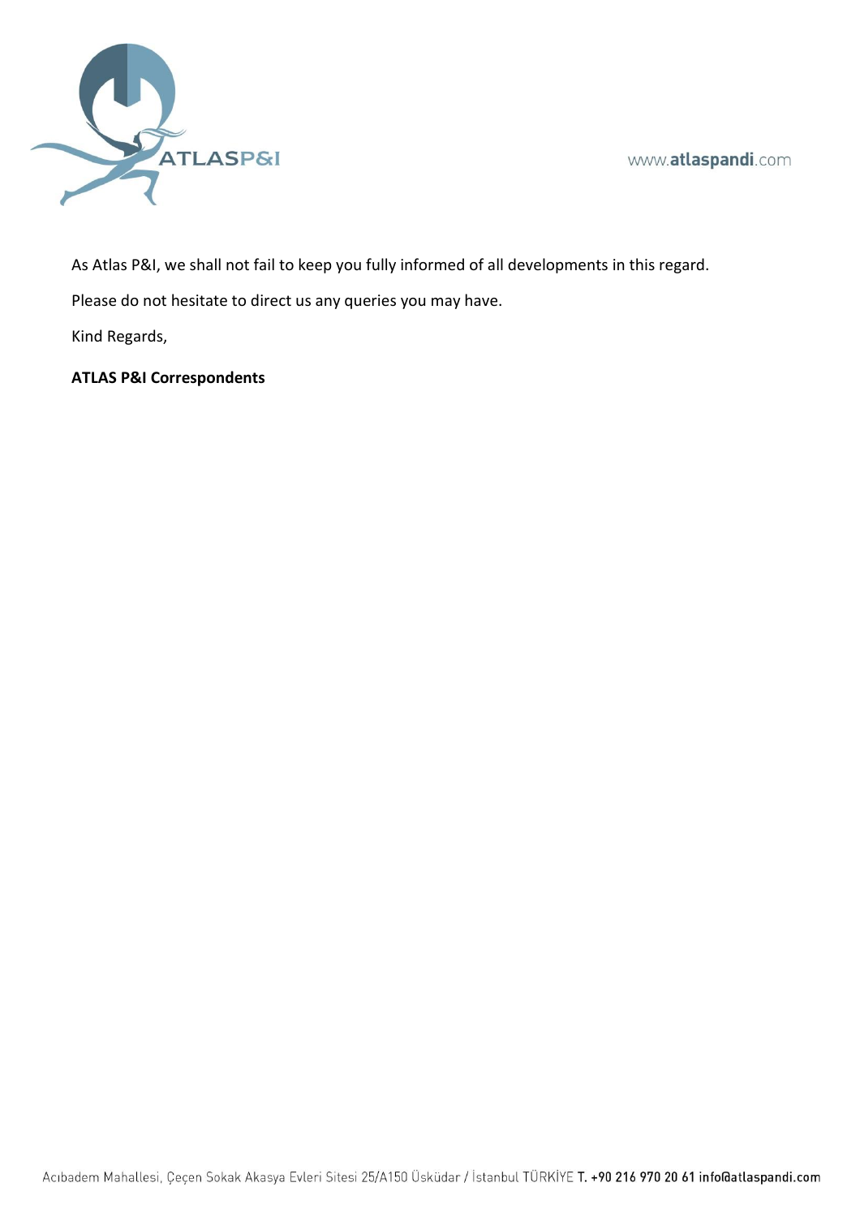As Atlas P&I, we shall not fail to keep you fully informed of all developments in this regard.

Please do not hesitate to direct us any queries you may have.

Kind Regards,

**ATLAS P&I Correspondents**